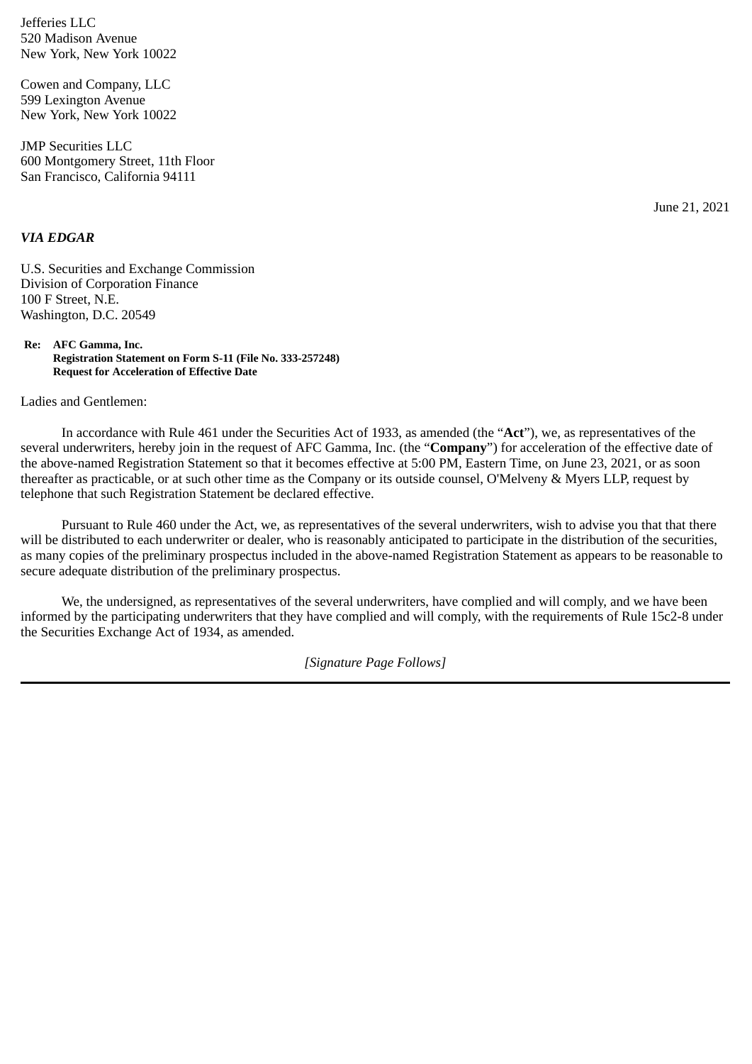Jefferies LLC
520 Madison Avenue
New York, New York 10022

Cowen and Company, LLC
599 Lexington Avenue
New York, New York 10022

JMP Securities LLC
600 Montgomery Street, 11th Floor
San Francisco, California 94111

June 21, 2021

***VIA EDGAR***

U.S. Securities and Exchange Commission
Division of Corporation Finance
100 F Street, N.E.
Washington, D.C. 20549

**Re: AFC Gamma, Inc.**
**Registration Statement on Form S-11 (File No. 333-257248)**
**Request for Acceleration of Effective Date**

Ladies and Gentlemen:

In accordance with Rule 461 under the Securities Act of 1933, as amended (the "**Act**"), we, as representatives of the several underwriters, hereby join in the request of AFC Gamma, Inc. (the "**Company**") for acceleration of the effective date of the above-named Registration Statement so that it becomes effective at 5:00 PM, Eastern Time, on June 23, 2021, or as soon thereafter as practicable, or at such other time as the Company or its outside counsel, O'Melveny & Myers LLP, request by telephone that such Registration Statement be declared effective.

Pursuant to Rule 460 under the Act, we, as representatives of the several underwriters, wish to advise you that that there will be distributed to each underwriter or dealer, who is reasonably anticipated to participate in the distribution of the securities, as many copies of the preliminary prospectus included in the above-named Registration Statement as appears to be reasonable to secure adequate distribution of the preliminary prospectus.

We, the undersigned, as representatives of the several underwriters, have complied and will comply, and we have been informed by the participating underwriters that they have complied and will comply, with the requirements of Rule 15c2-8 under the Securities Exchange Act of 1934, as amended.

*[Signature Page Follows]*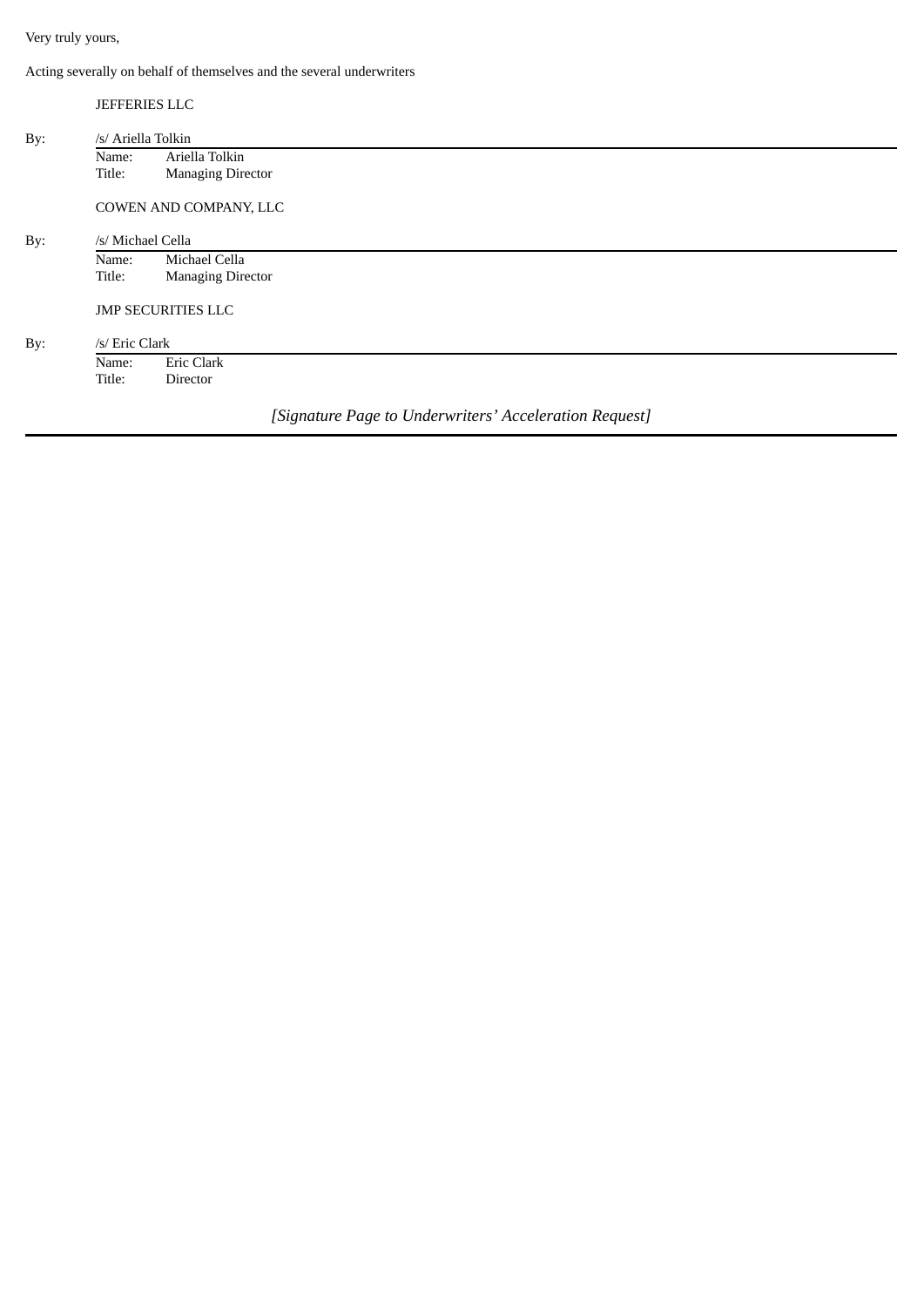Very truly yours,

Acting severally on behalf of themselves and the several underwriters

JEFFERIES LLC

By: /s/ Ariella Tolkin
Name: Ariella Tolkin
Title: Managing Director

COWEN AND COMPANY, LLC

By: /s/ Michael Cella
Name: Michael Cella
Title: Managing Director

JMP SECURITIES LLC

By: /s/ Eric Clark
Name: Eric Clark
Title: Director

*[Signature Page to Underwriters' Acceleration Request]*